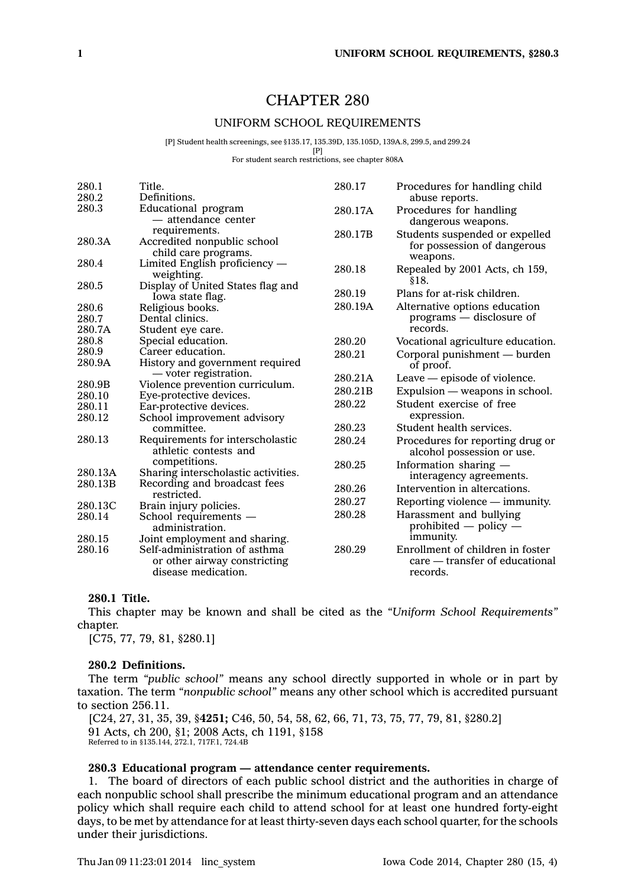# CHAPTER 280

## UNIFORM SCHOOL REQUIREMENTS

[P] Student health screenings, see §135.17, 135.39D, 135.105D, 139A.8, 299.5, and 299.24

[P]

For student search restrictions, see chapter 808A

| | |
|---|---|
| 280.1 | Title. |
| 280.2 | Definitions. |
| 280.3 | Educational program — attendance center requirements. |
| 280.3A | Accredited nonpublic school child care programs. |
| 280.4 | Limited English proficiency — weighting. |
| 280.5 | Display of United States flag and Iowa state flag. |
| 280.6 | Religious books. |
| 280.7 | Dental clinics. |
| 280.7A | Student eye care. |
| 280.8 | Special education. |
| 280.9 | Career education. |
| 280.9A | History and government required — voter registration. |
| 280.9B | Violence prevention curriculum. |
| 280.10 | Eye-protective devices. |
| 280.11 | Ear-protective devices. |
| 280.12 | School improvement advisory committee. |
| 280.13 | Requirements for interscholastic athletic contests and competitions. |
| 280.13A | Sharing interscholastic activities. |
| 280.13B | Recording and broadcast fees restricted. |
| 280.13C | Brain injury policies. |
| 280.14 | School requirements — administration. |
| 280.15 | Joint employment and sharing. |
| 280.16 | Self-administration of asthma or other airway constricting disease medication. |
| 280.17 | Procedures for handling child abuse reports. |
| 280.17A | Procedures for handling dangerous weapons. |
| 280.17B | Students suspended or expelled for possession of dangerous weapons. |
| 280.18 | Repealed by 2001 Acts, ch 159, §18. |
| 280.19 | Plans for at-risk children. |
| 280.19A | Alternative options education programs — disclosure of records. |
| 280.20 | Vocational agriculture education. |
| 280.21 | Corporal punishment — burden of proof. |
| 280.21A | Leave — episode of violence. |
| 280.21B | Expulsion — weapons in school. |
| 280.22 | Student exercise of free expression. |
| 280.23 | Student health services. |
| 280.24 | Procedures for reporting drug or alcohol possession or use. |
| 280.25 | Information sharing — interagency agreements. |
| 280.26 | Intervention in altercations. |
| 280.27 | Reporting violence — immunity. |
| 280.28 | Harassment and bullying prohibited — policy — immunity. |
| 280.29 | Enrollment of children in foster care — transfer of educational records. |

**280.1 Title.**

This chapter may be known and shall be cited as the *"Uniform School Requirements"* chapter.

[C75, 77, 79, 81, §280.1]

**280.2 Definitions.**

The term *"public school"* means any school directly supported in whole or in part by taxation. The term *"nonpublic school"* means any other school which is accredited pursuant to section 256.11.

[C24, 27, 31, 35, 39, §**4251;** C46, 50, 54, 58, 62, 66, 71, 73, 75, 77, 79, 81, §280.2]

91 Acts, ch 200, §1; 2008 Acts, ch 1191, §158

Referred to in §135.144, 272.1, 717F.1, 724.4B

**280.3 Educational program — attendance center requirements.**

1. The board of directors of each public school district and the authorities in charge of each nonpublic school shall prescribe the minimum educational program and an attendance policy which shall require each child to attend school for at least one hundred forty-eight days, to be met by attendance for at least thirty-seven days each school quarter, for the schools under their jurisdictions.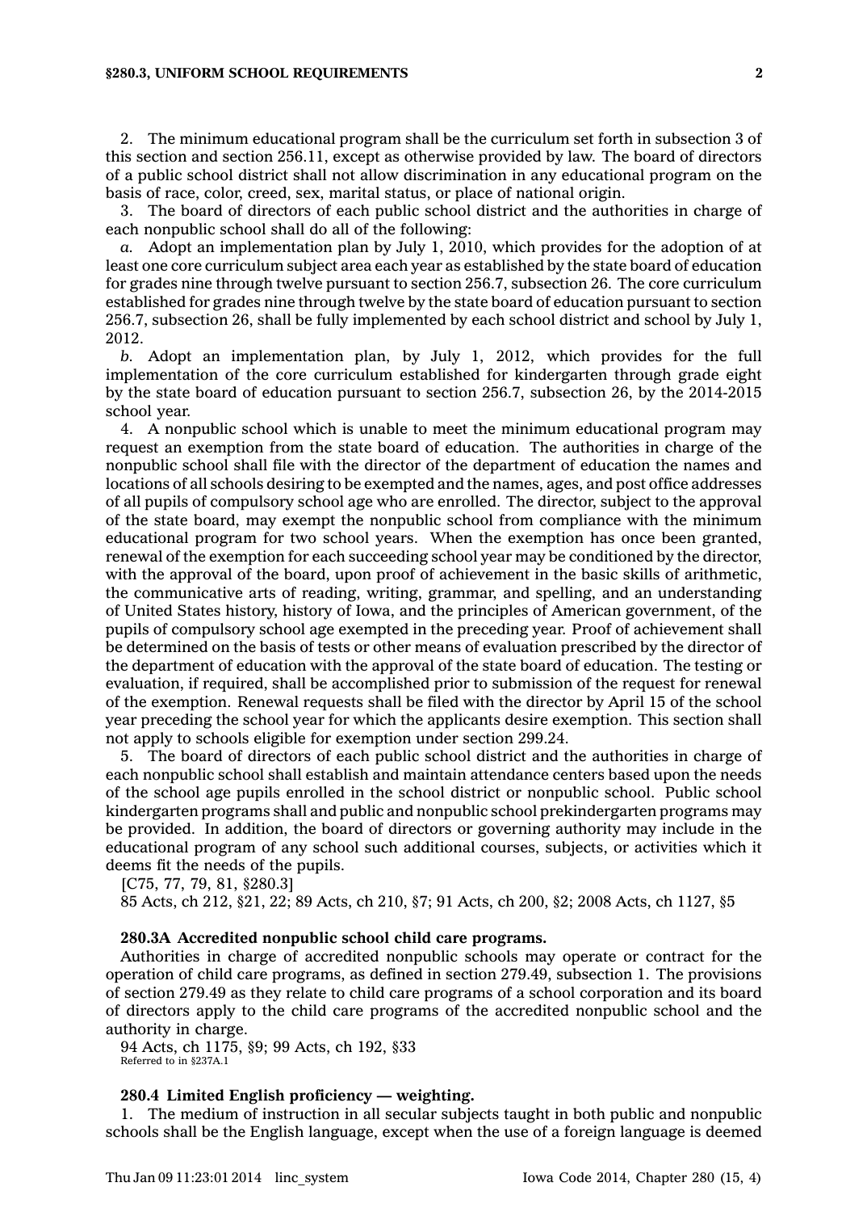2. The minimum educational program shall be the curriculum set forth in subsection 3 of this section and section 256.11, except as otherwise provided by law. The board of directors of a public school district shall not allow discrimination in any educational program on the basis of race, color, creed, sex, marital status, or place of national origin.

3. The board of directors of each public school district and the authorities in charge of each nonpublic school shall do all of the following:

*a.* Adopt an implementation plan by July 1, 2010, which provides for the adoption of at least one core curriculum subject area each year as established by the state board of education for grades nine through twelve pursuant to section 256.7, subsection 26. The core curriculum established for grades nine through twelve by the state board of education pursuant to section 256.7, subsection 26, shall be fully implemented by each school district and school by July 1, 2012.

*b.* Adopt an implementation plan, by July 1, 2012, which provides for the full implementation of the core curriculum established for kindergarten through grade eight by the state board of education pursuant to section 256.7, subsection 26, by the 2014-2015 school year.

4. A nonpublic school which is unable to meet the minimum educational program may request an exemption from the state board of education. The authorities in charge of the nonpublic school shall file with the director of the department of education the names and locations of all schools desiring to be exempted and the names, ages, and post office addresses of all pupils of compulsory school age who are enrolled. The director, subject to the approval of the state board, may exempt the nonpublic school from compliance with the minimum educational program for two school years. When the exemption has once been granted, renewal of the exemption for each succeeding school year may be conditioned by the director, with the approval of the board, upon proof of achievement in the basic skills of arithmetic, the communicative arts of reading, writing, grammar, and spelling, and an understanding of United States history, history of Iowa, and the principles of American government, of the pupils of compulsory school age exempted in the preceding year. Proof of achievement shall be determined on the basis of tests or other means of evaluation prescribed by the director of the department of education with the approval of the state board of education. The testing or evaluation, if required, shall be accomplished prior to submission of the request for renewal of the exemption. Renewal requests shall be filed with the director by April 15 of the school year preceding the school year for which the applicants desire exemption. This section shall not apply to schools eligible for exemption under section 299.24.

5. The board of directors of each public school district and the authorities in charge of each nonpublic school shall establish and maintain attendance centers based upon the needs of the school age pupils enrolled in the school district or nonpublic school. Public school kindergarten programs shall and public and nonpublic school prekindergarten programs may be provided. In addition, the board of directors or governing authority may include in the educational program of any school such additional courses, subjects, or activities which it deems fit the needs of the pupils.

[C75, 77, 79, 81, §280.3]

85 Acts, ch 212, §21, 22; 89 Acts, ch 210, §7; 91 Acts, ch 200, §2; 2008 Acts, ch 1127, §5

**280.3A Accredited nonpublic school child care programs.**

Authorities in charge of accredited nonpublic schools may operate or contract for the operation of child care programs, as defined in section 279.49, subsection 1. The provisions of section 279.49 as they relate to child care programs of a school corporation and its board of directors apply to the child care programs of the accredited nonpublic school and the authority in charge.

94 Acts, ch 1175, §9; 99 Acts, ch 192, §33

Referred to in §237A.1

**280.4 Limited English proficiency — weighting.**

1. The medium of instruction in all secular subjects taught in both public and nonpublic schools shall be the English language, except when the use of a foreign language is deemed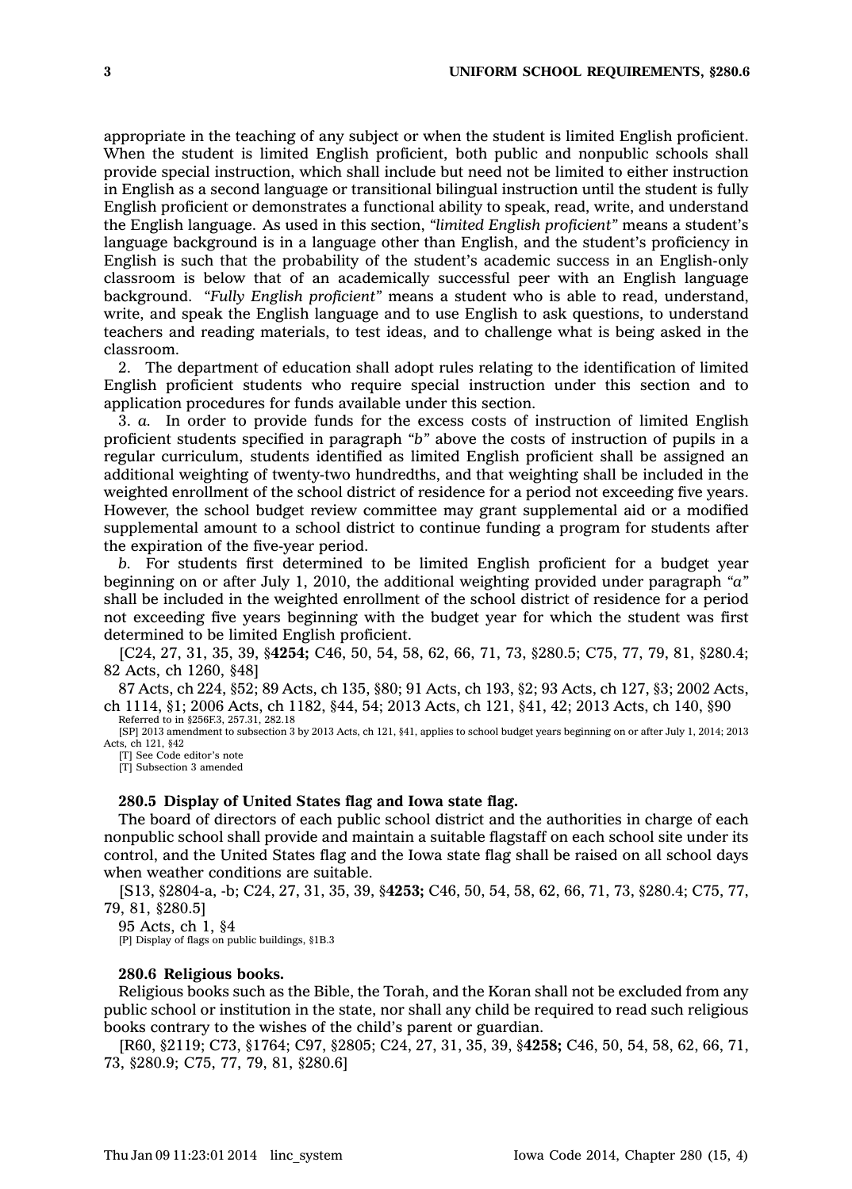appropriate in the teaching of any subject or when the student is limited English proficient. When the student is limited English proficient, both public and nonpublic schools shall provide special instruction, which shall include but need not be limited to either instruction in English as a second language or transitional bilingual instruction until the student is fully English proficient or demonstrates a functional ability to speak, read, write, and understand the English language. As used in this section, *"limited English proficient"* means a student's language background is in a language other than English, and the student's proficiency in English is such that the probability of the student's academic success in an English-only classroom is below that of an academically successful peer with an English language background. *"Fully English proficient"* means a student who is able to read, understand, write, and speak the English language and to use English to ask questions, to understand teachers and reading materials, to test ideas, and to challenge what is being asked in the classroom.

2. The department of education shall adopt rules relating to the identification of limited English proficient students who require special instruction under this section and to application procedures for funds available under this section.

3. *a.* In order to provide funds for the excess costs of instruction of limited English proficient students specified in paragraph *"b"* above the costs of instruction of pupils in a regular curriculum, students identified as limited English proficient shall be assigned an additional weighting of twenty-two hundredths, and that weighting shall be included in the weighted enrollment of the school district of residence for a period not exceeding five years. However, the school budget review committee may grant supplemental aid or a modified supplemental amount to a school district to continue funding a program for students after the expiration of the five-year period.

*b.* For students first determined to be limited English proficient for a budget year beginning on or after July 1, 2010, the additional weighting provided under paragraph *"a"* shall be included in the weighted enrollment of the school district of residence for a period not exceeding five years beginning with the budget year for which the student was first determined to be limited English proficient.

[C24, 27, 31, 35, 39, §**4254;** C46, 50, 54, 58, 62, 66, 71, 73, §280.5; C75, 77, 79, 81, §280.4; 82 Acts, ch 1260, §48]

87 Acts, ch 224, §52; 89 Acts, ch 135, §80; 91 Acts, ch 193, §2; 93 Acts, ch 127, §3; 2002 Acts, ch 1114, §1; 2006 Acts, ch 1182, §44, 54; 2013 Acts, ch 121, §41, 42; 2013 Acts, ch 140, §90

Referred to in §256F.3, 257.31, 282.18

[SP] 2013 amendment to subsection 3 by 2013 Acts, ch 121, §41, applies to school budget years beginning on or after July 1, 2014; 2013 Acts, ch 121, §42

[T] See Code editor's note

[T] Subsection 3 amended

**280.5 Display of United States flag and Iowa state flag.**

The board of directors of each public school district and the authorities in charge of each nonpublic school shall provide and maintain a suitable flagstaff on each school site under its control, and the United States flag and the Iowa state flag shall be raised on all school days when weather conditions are suitable.

[S13, §2804-a, -b; C24, 27, 31, 35, 39, §**4253;** C46, 50, 54, 58, 62, 66, 71, 73, §280.4; C75, 77, 79, 81, §280.5]

95 Acts, ch 1, §4

[P] Display of flags on public buildings, §1B.3

**280.6 Religious books.**

Religious books such as the Bible, the Torah, and the Koran shall not be excluded from any public school or institution in the state, nor shall any child be required to read such religious books contrary to the wishes of the child's parent or guardian.

[R60, §2119; C73, §1764; C97, §2805; C24, 27, 31, 35, 39, §**4258;** C46, 50, 54, 58, 62, 66, 71, 73, §280.9; C75, 77, 79, 81, §280.6]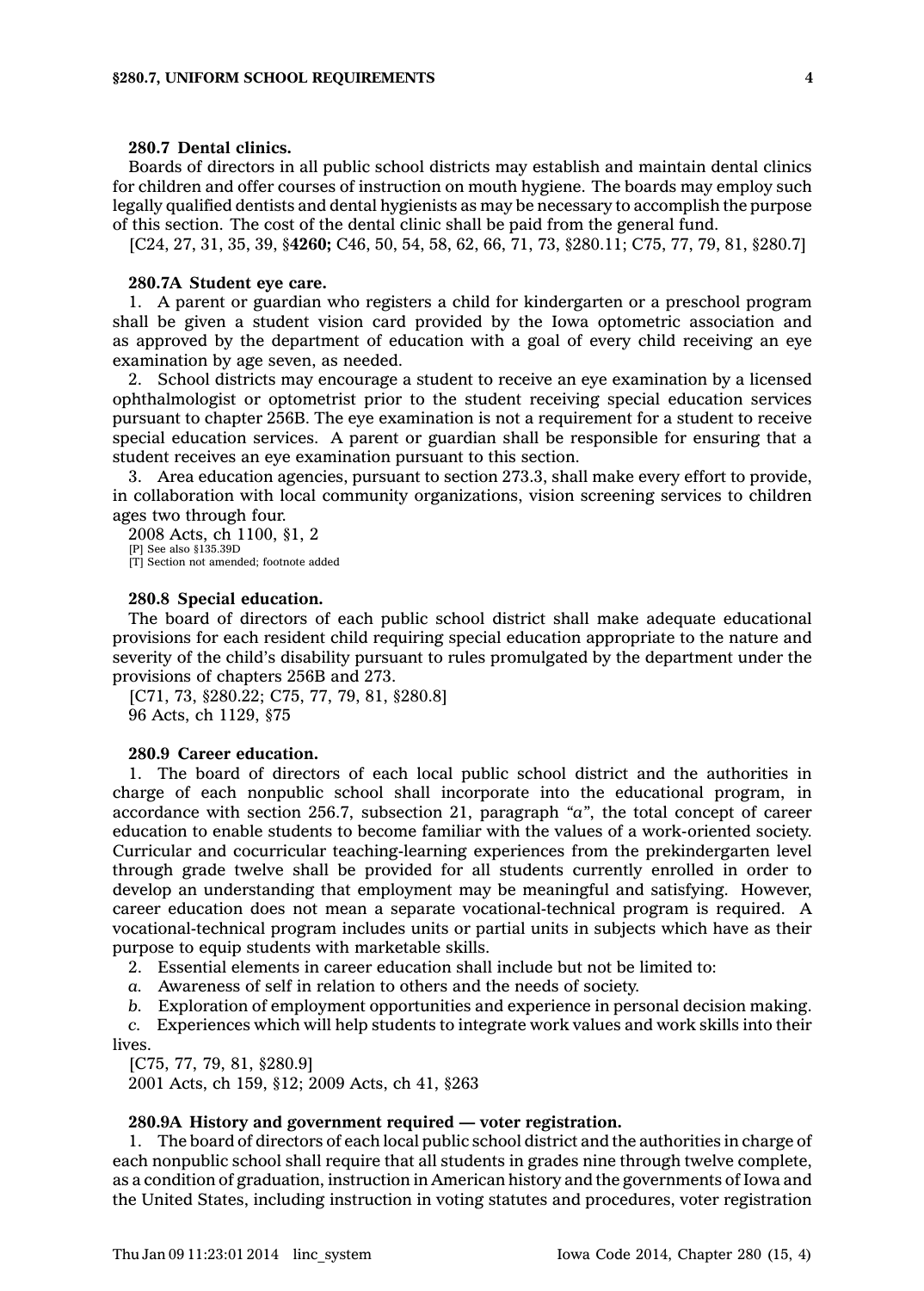**280.7 Dental clinics.**

Boards of directors in all public school districts may establish and maintain dental clinics for children and offer courses of instruction on mouth hygiene. The boards may employ such legally qualified dentists and dental hygienists as may be necessary to accomplish the purpose of this section. The cost of the dental clinic shall be paid from the general fund.

[C24, 27, 31, 35, 39, §**4260;** C46, 50, 54, 58, 62, 66, 71, 73, §280.11; C75, 77, 79, 81, §280.7]

**280.7A Student eye care.**

1. A parent or guardian who registers a child for kindergarten or a preschool program shall be given a student vision card provided by the Iowa optometric association and as approved by the department of education with a goal of every child receiving an eye examination by age seven, as needed.

2. School districts may encourage a student to receive an eye examination by a licensed ophthalmologist or optometrist prior to the student receiving special education services pursuant to chapter 256B. The eye examination is not a requirement for a student to receive special education services. A parent or guardian shall be responsible for ensuring that a student receives an eye examination pursuant to this section.

3. Area education agencies, pursuant to section 273.3, shall make every effort to provide, in collaboration with local community organizations, vision screening services to children ages two through four.

2008 Acts, ch 1100, §1, 2
[P] See also §135.39D
[T] Section not amended; footnote added

**280.8 Special education.**

The board of directors of each public school district shall make adequate educational provisions for each resident child requiring special education appropriate to the nature and severity of the child's disability pursuant to rules promulgated by the department under the provisions of chapters 256B and 273.

[C71, 73, §280.22; C75, 77, 79, 81, §280.8]
96 Acts, ch 1129, §75

**280.9 Career education.**

1. The board of directors of each local public school district and the authorities in charge of each nonpublic school shall incorporate into the educational program, in accordance with section 256.7, subsection 21, paragraph *"a"*, the total concept of career education to enable students to become familiar with the values of a work-oriented society. Curricular and cocurricular teaching-learning experiences from the prekindergarten level through grade twelve shall be provided for all students currently enrolled in order to develop an understanding that employment may be meaningful and satisfying. However, career education does not mean a separate vocational-technical program is required. A vocational-technical program includes units or partial units in subjects which have as their purpose to equip students with marketable skills.

2. Essential elements in career education shall include but not be limited to:

*a.* Awareness of self in relation to others and the needs of society.

*b.* Exploration of employment opportunities and experience in personal decision making.

*c.* Experiences which will help students to integrate work values and work skills into their lives.

[C75, 77, 79, 81, §280.9]
2001 Acts, ch 159, §12; 2009 Acts, ch 41, §263

**280.9A History and government required — voter registration.**

1. The board of directors of each local public school district and the authorities in charge of each nonpublic school shall require that all students in grades nine through twelve complete, as a condition of graduation, instruction in American history and the governments of Iowa and the United States, including instruction in voting statutes and procedures, voter registration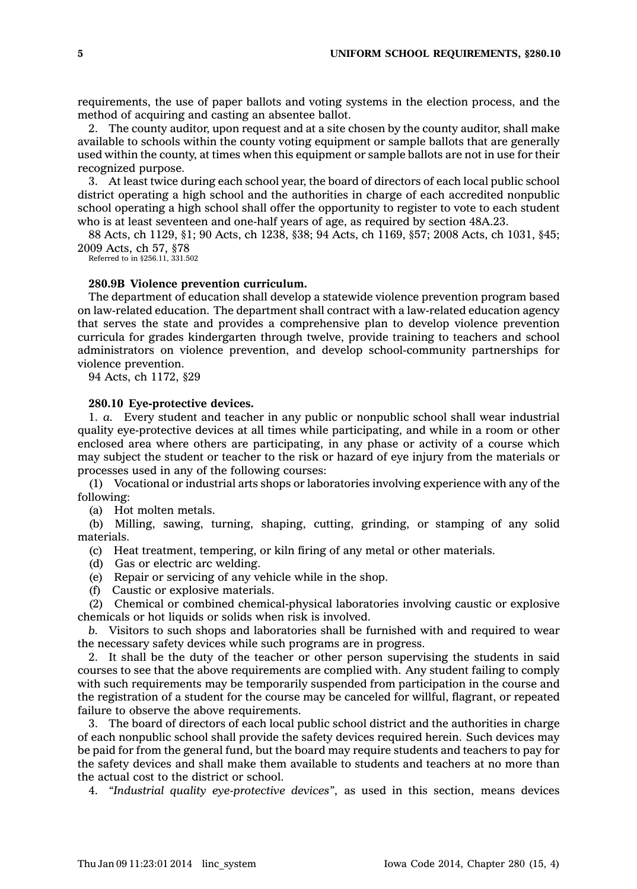requirements, the use of paper ballots and voting systems in the election process, and the method of acquiring and casting an absentee ballot.

2. The county auditor, upon request and at a site chosen by the county auditor, shall make available to schools within the county voting equipment or sample ballots that are generally used within the county, at times when this equipment or sample ballots are not in use for their recognized purpose.

3. At least twice during each school year, the board of directors of each local public school district operating a high school and the authorities in charge of each accredited nonpublic school operating a high school shall offer the opportunity to register to vote to each student who is at least seventeen and one-half years of age, as required by section 48A.23.

88 Acts, ch 1129, §1; 90 Acts, ch 1238, §38; 94 Acts, ch 1169, §57; 2008 Acts, ch 1031, §45; 2009 Acts, ch 57, §78

Referred to in §256.11, 331.502

**280.9B Violence prevention curriculum.**

The department of education shall develop a statewide violence prevention program based on law-related education. The department shall contract with a law-related education agency that serves the state and provides a comprehensive plan to develop violence prevention curricula for grades kindergarten through twelve, provide training to teachers and school administrators on violence prevention, and develop school-community partnerships for violence prevention.

94 Acts, ch 1172, §29

**280.10 Eye-protective devices.**

1. *a.* Every student and teacher in any public or nonpublic school shall wear industrial quality eye-protective devices at all times while participating, and while in a room or other enclosed area where others are participating, in any phase or activity of a course which may subject the student or teacher to the risk or hazard of eye injury from the materials or processes used in any of the following courses:

(1) Vocational or industrial arts shops or laboratories involving experience with any of the following:

(a) Hot molten metals.

(b) Milling, sawing, turning, shaping, cutting, grinding, or stamping of any solid materials.

(c) Heat treatment, tempering, or kiln firing of any metal or other materials.

(d) Gas or electric arc welding.

(e) Repair or servicing of any vehicle while in the shop.

(f) Caustic or explosive materials.

(2) Chemical or combined chemical-physical laboratories involving caustic or explosive chemicals or hot liquids or solids when risk is involved.

*b.* Visitors to such shops and laboratories shall be furnished with and required to wear the necessary safety devices while such programs are in progress.

2. It shall be the duty of the teacher or other person supervising the students in said courses to see that the above requirements are complied with. Any student failing to comply with such requirements may be temporarily suspended from participation in the course and the registration of a student for the course may be canceled for willful, flagrant, or repeated failure to observe the above requirements.

3. The board of directors of each local public school district and the authorities in charge of each nonpublic school shall provide the safety devices required herein. Such devices may be paid for from the general fund, but the board may require students and teachers to pay for the safety devices and shall make them available to students and teachers at no more than the actual cost to the district or school.

4. *"Industrial quality eye-protective devices"*, as used in this section, means devices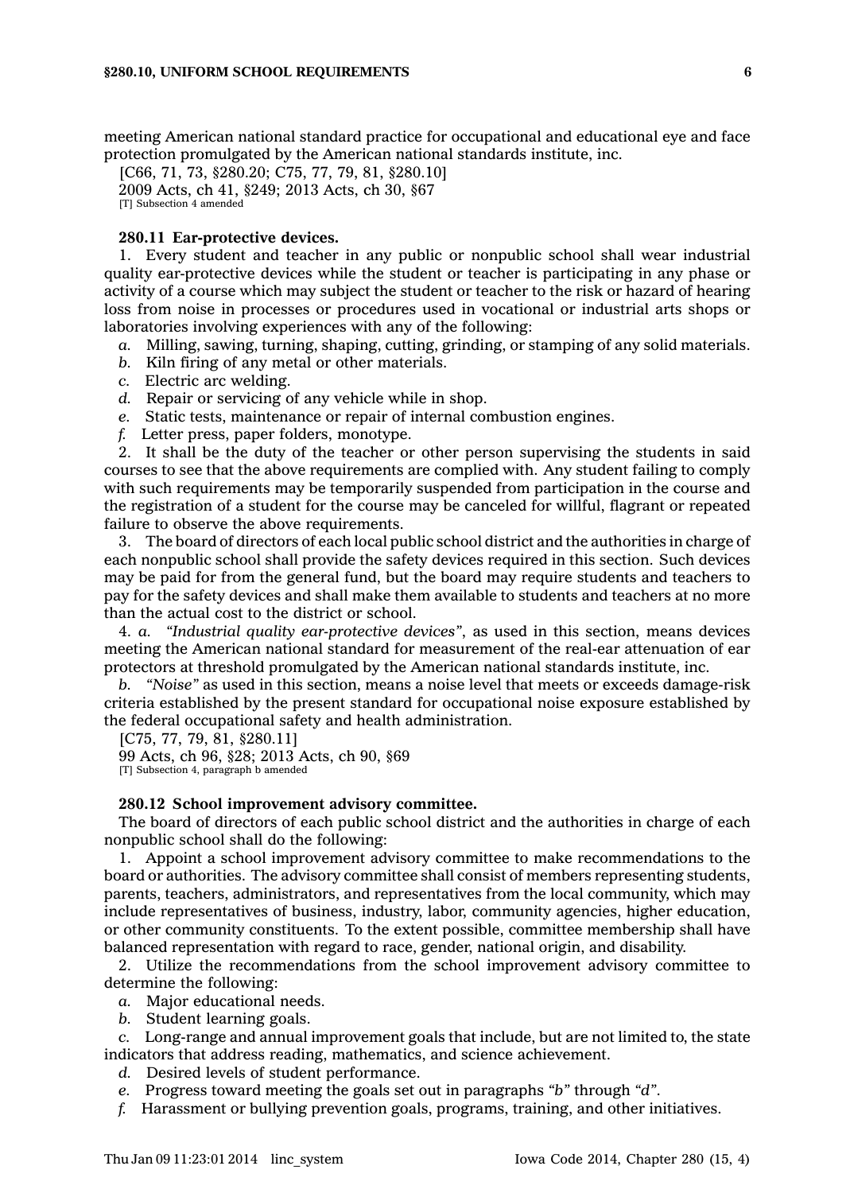meeting American national standard practice for occupational and educational eye and face protection promulgated by the American national standards institute, inc.

[C66, 71, 73, §280.20; C75, 77, 79, 81, §280.10]

2009 Acts, ch 41, §249; 2013 Acts, ch 30, §67

[T] Subsection 4 amended

**280.11 Ear-protective devices.**

1. Every student and teacher in any public or nonpublic school shall wear industrial quality ear-protective devices while the student or teacher is participating in any phase or activity of a course which may subject the student or teacher to the risk or hazard of hearing loss from noise in processes or procedures used in vocational or industrial arts shops or laboratories involving experiences with any of the following:

*a.* Milling, sawing, turning, shaping, cutting, grinding, or stamping of any solid materials.

*b.* Kiln firing of any metal or other materials.

*c.* Electric arc welding.

*d.* Repair or servicing of any vehicle while in shop.

*e.* Static tests, maintenance or repair of internal combustion engines.

*f.* Letter press, paper folders, monotype.

2. It shall be the duty of the teacher or other person supervising the students in said courses to see that the above requirements are complied with. Any student failing to comply with such requirements may be temporarily suspended from participation in the course and the registration of a student for the course may be canceled for willful, flagrant or repeated failure to observe the above requirements.

3. The board of directors of each local public school district and the authorities in charge of each nonpublic school shall provide the safety devices required in this section. Such devices may be paid for from the general fund, but the board may require students and teachers to pay for the safety devices and shall make them available to students and teachers at no more than the actual cost to the district or school.

4. *a. "Industrial quality ear-protective devices"*, as used in this section, means devices meeting the American national standard for measurement of the real-ear attenuation of ear protectors at threshold promulgated by the American national standards institute, inc.

*b. "Noise"* as used in this section, means a noise level that meets or exceeds damage-risk criteria established by the present standard for occupational noise exposure established by the federal occupational safety and health administration.

[C75, 77, 79, 81, §280.11]

99 Acts, ch 96, §28; 2013 Acts, ch 90, §69

[T] Subsection 4, paragraph b amended

**280.12 School improvement advisory committee.**

The board of directors of each public school district and the authorities in charge of each nonpublic school shall do the following:

1. Appoint a school improvement advisory committee to make recommendations to the board or authorities. The advisory committee shall consist of members representing students, parents, teachers, administrators, and representatives from the local community, which may include representatives of business, industry, labor, community agencies, higher education, or other community constituents. To the extent possible, committee membership shall have balanced representation with regard to race, gender, national origin, and disability.

2. Utilize the recommendations from the school improvement advisory committee to determine the following:

*a.* Major educational needs.

*b.* Student learning goals.

*c.* Long-range and annual improvement goals that include, but are not limited to, the state indicators that address reading, mathematics, and science achievement.

*d.* Desired levels of student performance.

*e.* Progress toward meeting the goals set out in paragraphs *"b"* through *"d"*.

*f.* Harassment or bullying prevention goals, programs, training, and other initiatives.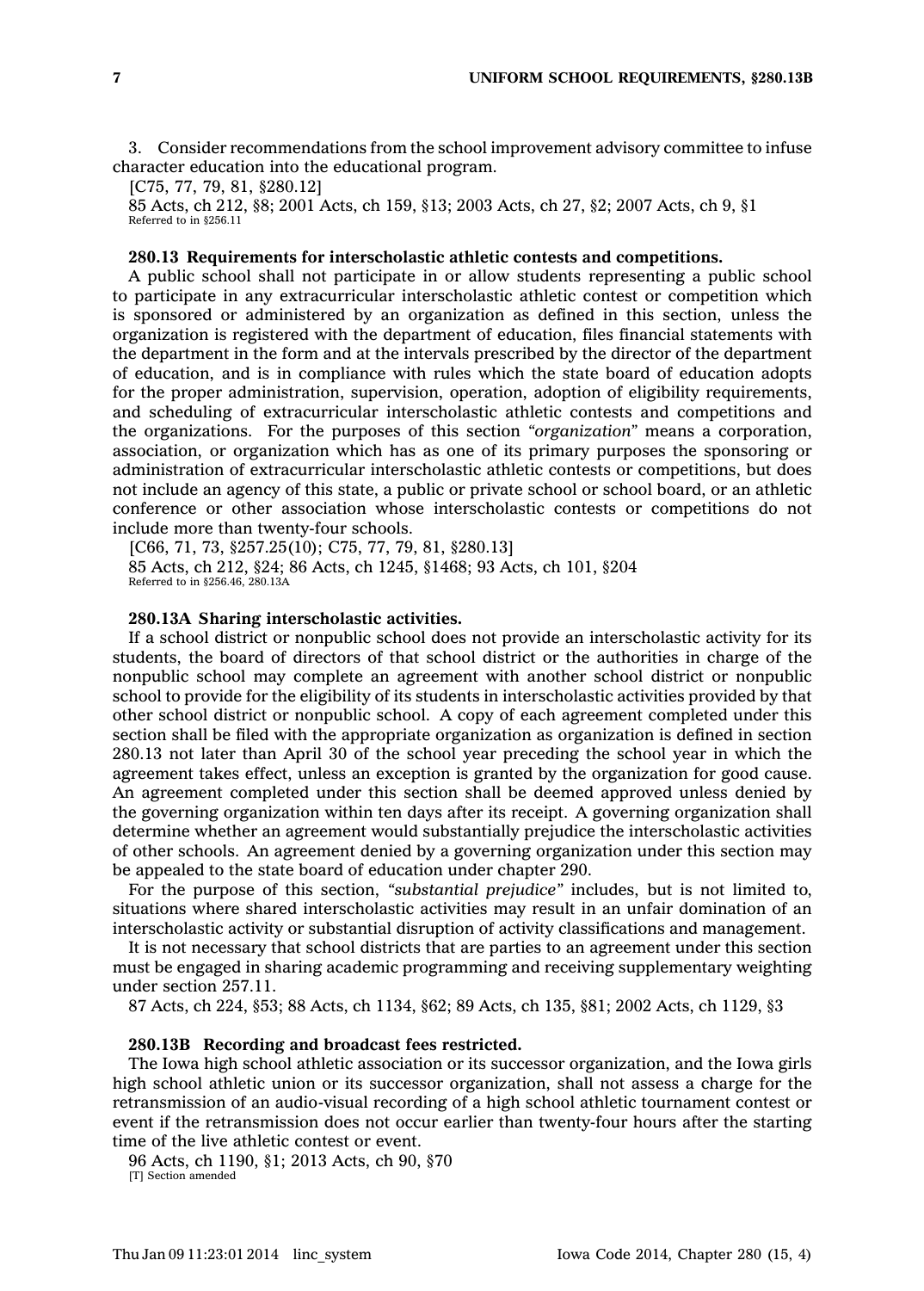3. Consider recommendations from the school improvement advisory committee to infuse character education into the educational program.

[C75, 77, 79, 81, §280.12]

85 Acts, ch 212, §8; 2001 Acts, ch 159, §13; 2003 Acts, ch 27, §2; 2007 Acts, ch 9, §1

Referred to in §256.11

**280.13 Requirements for interscholastic athletic contests and competitions.**

A public school shall not participate in or allow students representing a public school to participate in any extracurricular interscholastic athletic contest or competition which is sponsored or administered by an organization as defined in this section, unless the organization is registered with the department of education, files financial statements with the department in the form and at the intervals prescribed by the director of the department of education, and is in compliance with rules which the state board of education adopts for the proper administration, supervision, operation, adoption of eligibility requirements, and scheduling of extracurricular interscholastic athletic contests and competitions and the organizations. For the purposes of this section *"organization"* means a corporation, association, or organization which has as one of its primary purposes the sponsoring or administration of extracurricular interscholastic athletic contests or competitions, but does not include an agency of this state, a public or private school or school board, or an athletic conference or other association whose interscholastic contests or competitions do not include more than twenty-four schools.

[C66, 71, 73, §257.25(10); C75, 77, 79, 81, §280.13]

85 Acts, ch 212, §24; 86 Acts, ch 1245, §1468; 93 Acts, ch 101, §204

Referred to in §256.46, 280.13A

**280.13A Sharing interscholastic activities.**

If a school district or nonpublic school does not provide an interscholastic activity for its students, the board of directors of that school district or the authorities in charge of the nonpublic school may complete an agreement with another school district or nonpublic school to provide for the eligibility of its students in interscholastic activities provided by that other school district or nonpublic school. A copy of each agreement completed under this section shall be filed with the appropriate organization as organization is defined in section 280.13 not later than April 30 of the school year preceding the school year in which the agreement takes effect, unless an exception is granted by the organization for good cause. An agreement completed under this section shall be deemed approved unless denied by the governing organization within ten days after its receipt. A governing organization shall determine whether an agreement would substantially prejudice the interscholastic activities of other schools. An agreement denied by a governing organization under this section may be appealed to the state board of education under chapter 290.

For the purpose of this section, *"substantial prejudice"* includes, but is not limited to, situations where shared interscholastic activities may result in an unfair domination of an interscholastic activity or substantial disruption of activity classifications and management.

It is not necessary that school districts that are parties to an agreement under this section must be engaged in sharing academic programming and receiving supplementary weighting under section 257.11.

87 Acts, ch 224, §53; 88 Acts, ch 1134, §62; 89 Acts, ch 135, §81; 2002 Acts, ch 1129, §3

**280.13B Recording and broadcast fees restricted.**

The Iowa high school athletic association or its successor organization, and the Iowa girls high school athletic union or its successor organization, shall not assess a charge for the retransmission of an audio-visual recording of a high school athletic tournament contest or event if the retransmission does not occur earlier than twenty-four hours after the starting time of the live athletic contest or event.

96 Acts, ch 1190, §1; 2013 Acts, ch 90, §70

[T] Section amended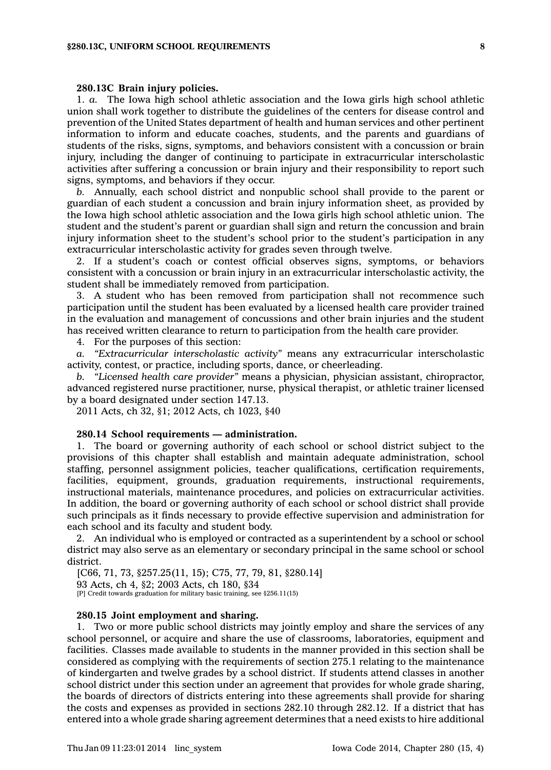**280.13C Brain injury policies.**

1\. *a.* The Iowa high school athletic association and the Iowa girls high school athletic union shall work together to distribute the guidelines of the centers for disease control and prevention of the United States department of health and human services and other pertinent information to inform and educate coaches, students, and the parents and guardians of students of the risks, signs, symptoms, and behaviors consistent with a concussion or brain injury, including the danger of continuing to participate in extracurricular interscholastic activities after suffering a concussion or brain injury and their responsibility to report such signs, symptoms, and behaviors if they occur.

*b.* Annually, each school district and nonpublic school shall provide to the parent or guardian of each student a concussion and brain injury information sheet, as provided by the Iowa high school athletic association and the Iowa girls high school athletic union. The student and the student's parent or guardian shall sign and return the concussion and brain injury information sheet to the student's school prior to the student's participation in any extracurricular interscholastic activity for grades seven through twelve.

2\. If a student's coach or contest official observes signs, symptoms, or behaviors consistent with a concussion or brain injury in an extracurricular interscholastic activity, the student shall be immediately removed from participation.

3\. A student who has been removed from participation shall not recommence such participation until the student has been evaluated by a licensed health care provider trained in the evaluation and management of concussions and other brain injuries and the student has received written clearance to return to participation from the health care provider.

4\. For the purposes of this section:

*a.* *"Extracurricular interscholastic activity"* means any extracurricular interscholastic activity, contest, or practice, including sports, dance, or cheerleading.

*b.* *"Licensed health care provider"* means a physician, physician assistant, chiropractor, advanced registered nurse practitioner, nurse, physical therapist, or athletic trainer licensed by a board designated under section 147.13.

2011 Acts, ch 32, §1; 2012 Acts, ch 1023, §40

**280.14 School requirements — administration.**

1\. The board or governing authority of each school or school district subject to the provisions of this chapter shall establish and maintain adequate administration, school staffing, personnel assignment policies, teacher qualifications, certification requirements, facilities, equipment, grounds, graduation requirements, instructional requirements, instructional materials, maintenance procedures, and policies on extracurricular activities. In addition, the board or governing authority of each school or school district shall provide such principals as it finds necessary to provide effective supervision and administration for each school and its faculty and student body.

2\. An individual who is employed or contracted as a superintendent by a school or school district may also serve as an elementary or secondary principal in the same school or school district.

[C66, 71, 73, §257.25(11, 15); C75, 77, 79, 81, §280.14]

93 Acts, ch 4, §2; 2003 Acts, ch 180, §34

[P] Credit towards graduation for military basic training, see §256.11(15)

**280.15 Joint employment and sharing.**

1\. Two or more public school districts may jointly employ and share the services of any school personnel, or acquire and share the use of classrooms, laboratories, equipment and facilities. Classes made available to students in the manner provided in this section shall be considered as complying with the requirements of section 275.1 relating to the maintenance of kindergarten and twelve grades by a school district. If students attend classes in another school district under this section under an agreement that provides for whole grade sharing, the boards of directors of districts entering into these agreements shall provide for sharing the costs and expenses as provided in sections 282.10 through 282.12. If a district that has entered into a whole grade sharing agreement determines that a need exists to hire additional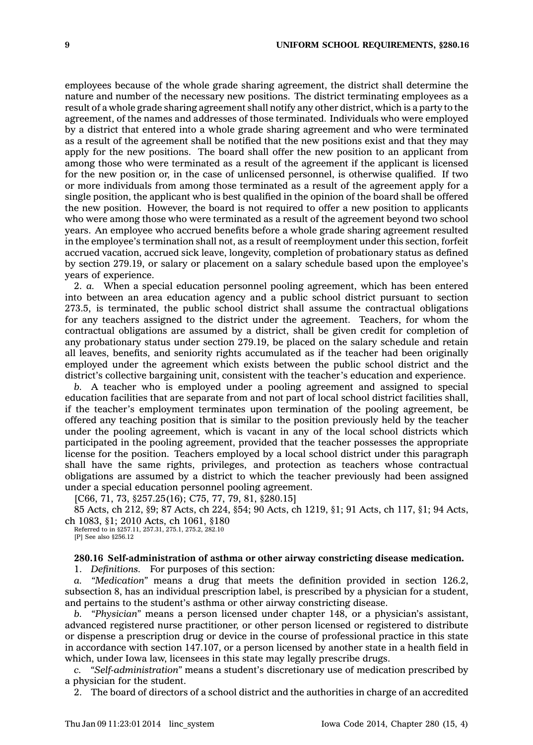employees because of the whole grade sharing agreement, the district shall determine the nature and number of the necessary new positions. The district terminating employees as a result of a whole grade sharing agreement shall notify any other district, which is a party to the agreement, of the names and addresses of those terminated. Individuals who were employed by a district that entered into a whole grade sharing agreement and who were terminated as a result of the agreement shall be notified that the new positions exist and that they may apply for the new positions. The board shall offer the new position to an applicant from among those who were terminated as a result of the agreement if the applicant is licensed for the new position or, in the case of unlicensed personnel, is otherwise qualified. If two or more individuals from among those terminated as a result of the agreement apply for a single position, the applicant who is best qualified in the opinion of the board shall be offered the new position. However, the board is not required to offer a new position to applicants who were among those who were terminated as a result of the agreement beyond two school years. An employee who accrued benefits before a whole grade sharing agreement resulted in the employee's termination shall not, as a result of reemployment under this section, forfeit accrued vacation, accrued sick leave, longevity, completion of probationary status as defined by section 279.19, or salary or placement on a salary schedule based upon the employee's years of experience.

2. *a.* When a special education personnel pooling agreement, which has been entered into between an area education agency and a public school district pursuant to section 273.5, is terminated, the public school district shall assume the contractual obligations for any teachers assigned to the district under the agreement. Teachers, for whom the contractual obligations are assumed by a district, shall be given credit for completion of any probationary status under section 279.19, be placed on the salary schedule and retain all leaves, benefits, and seniority rights accumulated as if the teacher had been originally employed under the agreement which exists between the public school district and the district's collective bargaining unit, consistent with the teacher's education and experience.

*b.* A teacher who is employed under a pooling agreement and assigned to special education facilities that are separate from and not part of local school district facilities shall, if the teacher's employment terminates upon termination of the pooling agreement, be offered any teaching position that is similar to the position previously held by the teacher under the pooling agreement, which is vacant in any of the local school districts which participated in the pooling agreement, provided that the teacher possesses the appropriate license for the position. Teachers employed by a local school district under this paragraph shall have the same rights, privileges, and protection as teachers whose contractual obligations are assumed by a district to which the teacher previously had been assigned under a special education personnel pooling agreement.

[C66, 71, 73, §257.25(16); C75, 77, 79, 81, §280.15]

85 Acts, ch 212, §9; 87 Acts, ch 224, §54; 90 Acts, ch 1219, §1; 91 Acts, ch 117, §1; 94 Acts, ch 1083, §1; 2010 Acts, ch 1061, §180

Referred to in §257.11, 257.31, 275.1, 275.2, 282.10
[P] See also §256.12

**280.16 Self-administration of asthma or other airway constricting disease medication.**

1. *Definitions.* For purposes of this section:

*a.* *"Medication"* means a drug that meets the definition provided in section 126.2, subsection 8, has an individual prescription label, is prescribed by a physician for a student, and pertains to the student's asthma or other airway constricting disease.

*b.* *"Physician"* means a person licensed under chapter 148, or a physician's assistant, advanced registered nurse practitioner, or other person licensed or registered to distribute or dispense a prescription drug or device in the course of professional practice in this state in accordance with section 147.107, or a person licensed by another state in a health field in which, under Iowa law, licensees in this state may legally prescribe drugs.

*c.* *"Self-administration"* means a student's discretionary use of medication prescribed by a physician for the student.

2. The board of directors of a school district and the authorities in charge of an accredited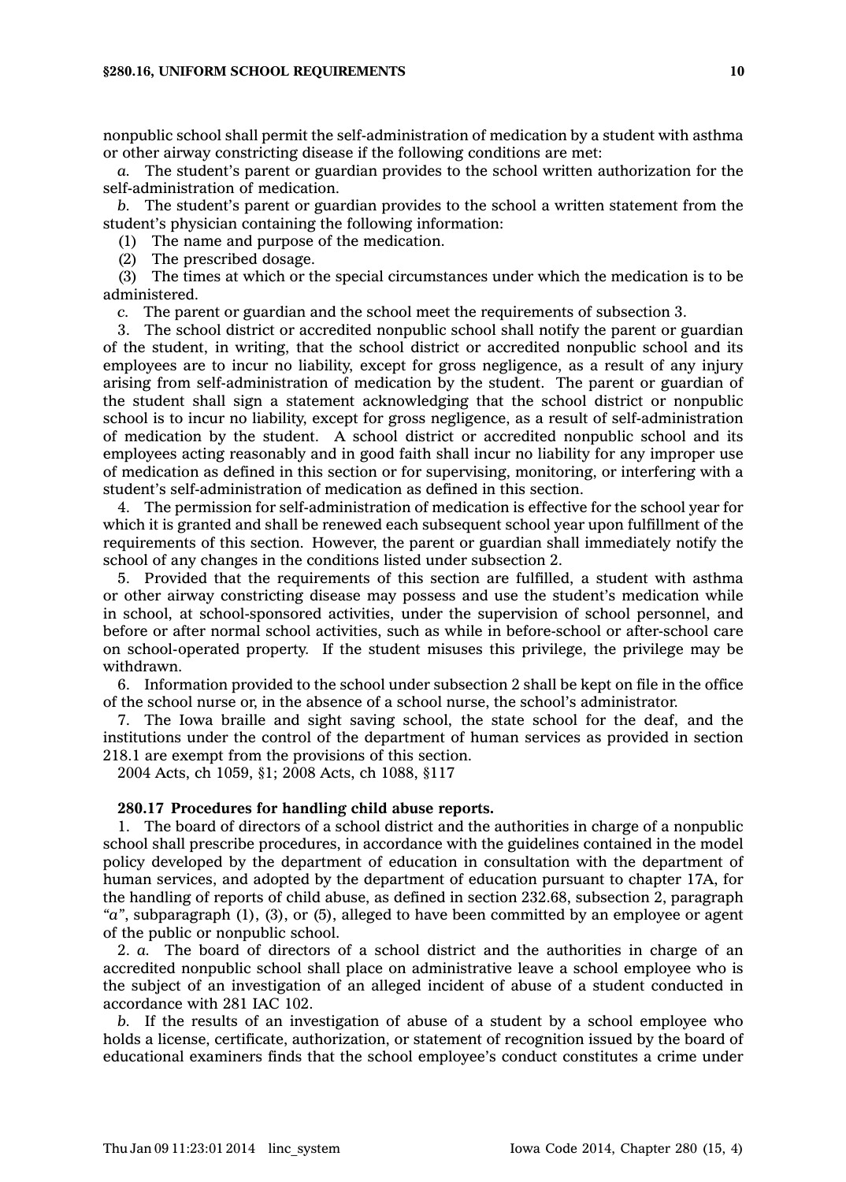nonpublic school shall permit the self-administration of medication by a student with asthma or other airway constricting disease if the following conditions are met:

*a.* The student's parent or guardian provides to the school written authorization for the self-administration of medication.

*b.* The student's parent or guardian provides to the school a written statement from the student's physician containing the following information:

(1) The name and purpose of the medication.

(2) The prescribed dosage.

(3) The times at which or the special circumstances under which the medication is to be administered.

*c.* The parent or guardian and the school meet the requirements of subsection 3.

3. The school district or accredited nonpublic school shall notify the parent or guardian of the student, in writing, that the school district or accredited nonpublic school and its employees are to incur no liability, except for gross negligence, as a result of any injury arising from self-administration of medication by the student. The parent or guardian of the student shall sign a statement acknowledging that the school district or nonpublic school is to incur no liability, except for gross negligence, as a result of self-administration of medication by the student. A school district or accredited nonpublic school and its employees acting reasonably and in good faith shall incur no liability for any improper use of medication as defined in this section or for supervising, monitoring, or interfering with a student's self-administration of medication as defined in this section.

4. The permission for self-administration of medication is effective for the school year for which it is granted and shall be renewed each subsequent school year upon fulfillment of the requirements of this section. However, the parent or guardian shall immediately notify the school of any changes in the conditions listed under subsection 2.

5. Provided that the requirements of this section are fulfilled, a student with asthma or other airway constricting disease may possess and use the student's medication while in school, at school-sponsored activities, under the supervision of school personnel, and before or after normal school activities, such as while in before-school or after-school care on school-operated property. If the student misuses this privilege, the privilege may be withdrawn.

6. Information provided to the school under subsection 2 shall be kept on file in the office of the school nurse or, in the absence of a school nurse, the school's administrator.

7. The Iowa braille and sight saving school, the state school for the deaf, and the institutions under the control of the department of human services as provided in section 218.1 are exempt from the provisions of this section.

2004 Acts, ch 1059, §1; 2008 Acts, ch 1088, §117

**280.17 Procedures for handling child abuse reports.**

1. The board of directors of a school district and the authorities in charge of a nonpublic school shall prescribe procedures, in accordance with the guidelines contained in the model policy developed by the department of education in consultation with the department of human services, and adopted by the department of education pursuant to chapter 17A, for the handling of reports of child abuse, as defined in section 232.68, subsection 2, paragraph "*a*", subparagraph (1), (3), or (5), alleged to have been committed by an employee or agent of the public or nonpublic school.

2. *a.* The board of directors of a school district and the authorities in charge of an accredited nonpublic school shall place on administrative leave a school employee who is the subject of an investigation of an alleged incident of abuse of a student conducted in accordance with 281 IAC 102.

*b.* If the results of an investigation of abuse of a student by a school employee who holds a license, certificate, authorization, or statement of recognition issued by the board of educational examiners finds that the school employee's conduct constitutes a crime under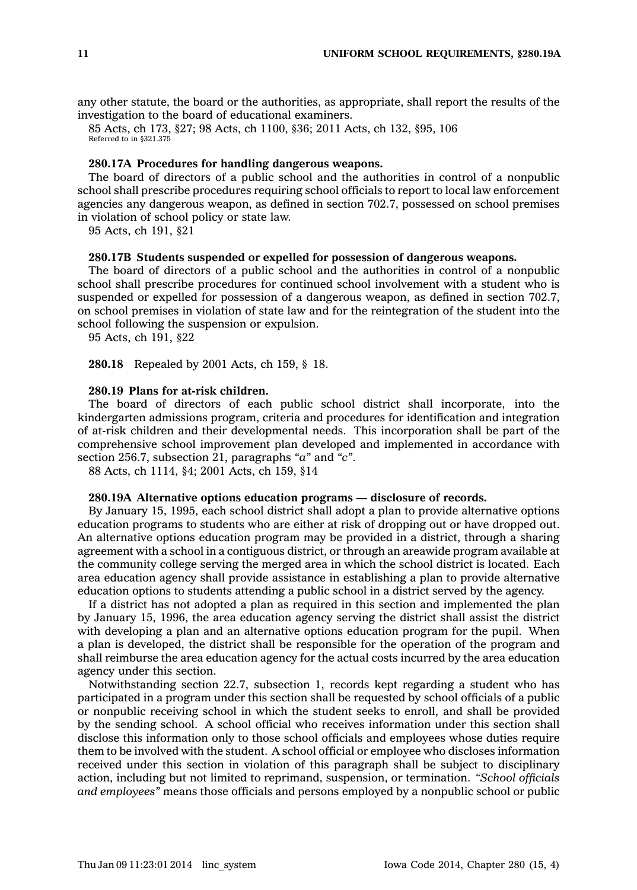any other statute, the board or the authorities, as appropriate, shall report the results of the investigation to the board of educational examiners.

85 Acts, ch 173, §27; 98 Acts, ch 1100, §36; 2011 Acts, ch 132, §95, 106
Referred to in §321.375

**280.17A Procedures for handling dangerous weapons.**

The board of directors of a public school and the authorities in control of a nonpublic school shall prescribe procedures requiring school officials to report to local law enforcement agencies any dangerous weapon, as defined in section 702.7, possessed on school premises in violation of school policy or state law.

95 Acts, ch 191, §21

**280.17B Students suspended or expelled for possession of dangerous weapons.**

The board of directors of a public school and the authorities in control of a nonpublic school shall prescribe procedures for continued school involvement with a student who is suspended or expelled for possession of a dangerous weapon, as defined in section 702.7, on school premises in violation of state law and for the reintegration of the student into the school following the suspension or expulsion.

95 Acts, ch 191, §22

**280.18** Repealed by 2001 Acts, ch 159, § 18.

**280.19 Plans for at-risk children.**

The board of directors of each public school district shall incorporate, into the kindergarten admissions program, criteria and procedures for identification and integration of at-risk children and their developmental needs. This incorporation shall be part of the comprehensive school improvement plan developed and implemented in accordance with section 256.7, subsection 21, paragraphs "*a*" and "*c*".

88 Acts, ch 1114, §4; 2001 Acts, ch 159, §14

**280.19A Alternative options education programs — disclosure of records.**

By January 15, 1995, each school district shall adopt a plan to provide alternative options education programs to students who are either at risk of dropping out or have dropped out. An alternative options education program may be provided in a district, through a sharing agreement with a school in a contiguous district, or through an areawide program available at the community college serving the merged area in which the school district is located. Each area education agency shall provide assistance in establishing a plan to provide alternative education options to students attending a public school in a district served by the agency.

If a district has not adopted a plan as required in this section and implemented the plan by January 15, 1996, the area education agency serving the district shall assist the district with developing a plan and an alternative options education program for the pupil. When a plan is developed, the district shall be responsible for the operation of the program and shall reimburse the area education agency for the actual costs incurred by the area education agency under this section.

Notwithstanding section 22.7, subsection 1, records kept regarding a student who has participated in a program under this section shall be requested by school officials of a public or nonpublic receiving school in which the student seeks to enroll, and shall be provided by the sending school. A school official who receives information under this section shall disclose this information only to those school officials and employees whose duties require them to be involved with the student. A school official or employee who discloses information received under this section in violation of this paragraph shall be subject to disciplinary action, including but not limited to reprimand, suspension, or termination. *"School officials and employees"* means those officials and persons employed by a nonpublic school or public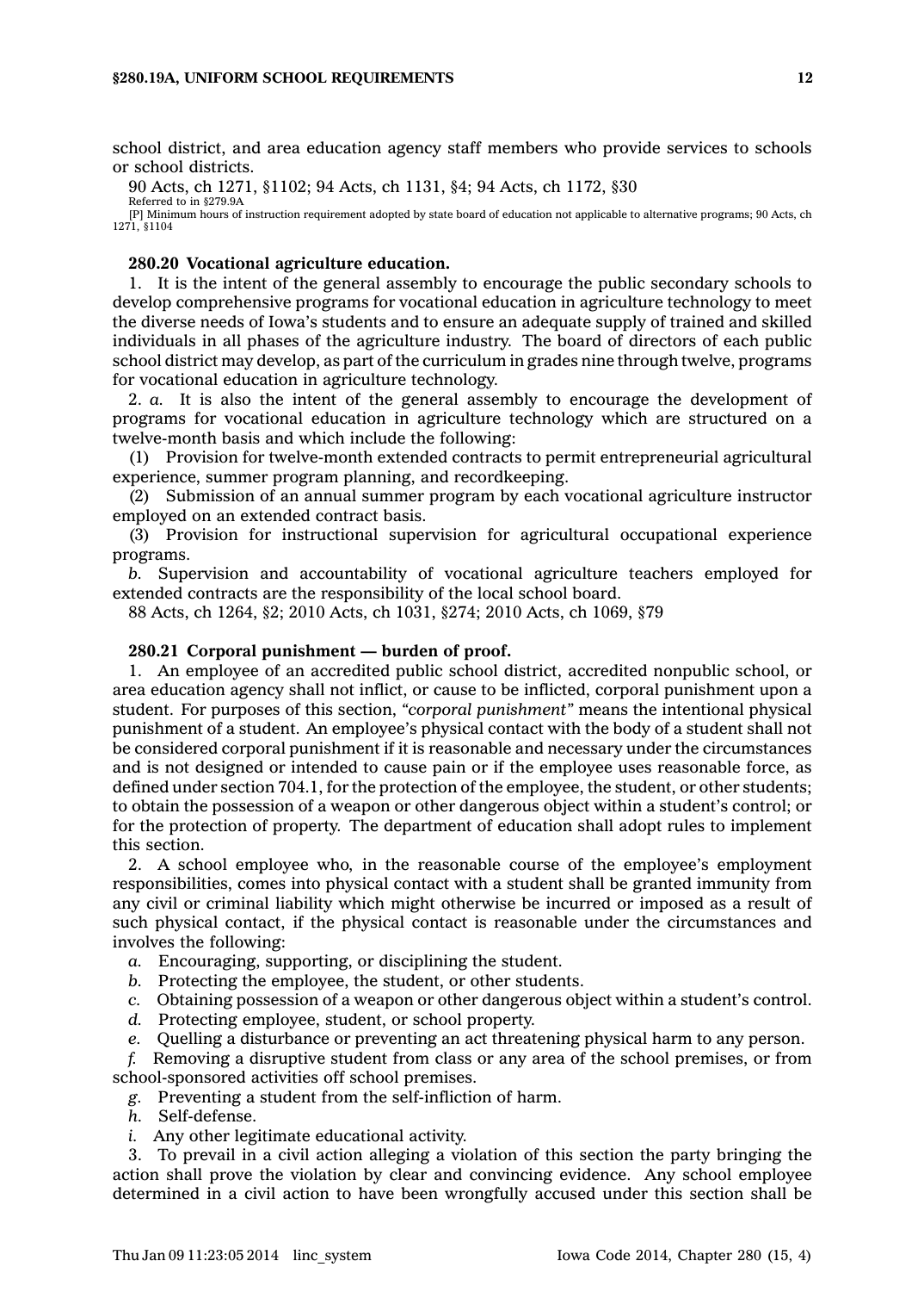school district, and area education agency staff members who provide services to schools or school districts.

90 Acts, ch 1271, §1102; 94 Acts, ch 1131, §4; 94 Acts, ch 1172, §30

Referred to in §279.9A

[P] Minimum hours of instruction requirement adopted by state board of education not applicable to alternative programs; 90 Acts, ch 1271, §1104

**280.20 Vocational agriculture education.**

1. It is the intent of the general assembly to encourage the public secondary schools to develop comprehensive programs for vocational education in agriculture technology to meet the diverse needs of Iowa's students and to ensure an adequate supply of trained and skilled individuals in all phases of the agriculture industry. The board of directors of each public school district may develop, as part of the curriculum in grades nine through twelve, programs for vocational education in agriculture technology.

2. *a.* It is also the intent of the general assembly to encourage the development of programs for vocational education in agriculture technology which are structured on a twelve-month basis and which include the following:

(1) Provision for twelve-month extended contracts to permit entrepreneurial agricultural experience, summer program planning, and recordkeeping.

(2) Submission of an annual summer program by each vocational agriculture instructor employed on an extended contract basis.

(3) Provision for instructional supervision for agricultural occupational experience programs.

*b.* Supervision and accountability of vocational agriculture teachers employed for extended contracts are the responsibility of the local school board.

88 Acts, ch 1264, §2; 2010 Acts, ch 1031, §274; 2010 Acts, ch 1069, §79

**280.21 Corporal punishment — burden of proof.**

1. An employee of an accredited public school district, accredited nonpublic school, or area education agency shall not inflict, or cause to be inflicted, corporal punishment upon a student. For purposes of this section, *"corporal punishment"* means the intentional physical punishment of a student. An employee's physical contact with the body of a student shall not be considered corporal punishment if it is reasonable and necessary under the circumstances and is not designed or intended to cause pain or if the employee uses reasonable force, as defined under section 704.1, for the protection of the employee, the student, or other students; to obtain the possession of a weapon or other dangerous object within a student's control; or for the protection of property. The department of education shall adopt rules to implement this section.

2. A school employee who, in the reasonable course of the employee's employment responsibilities, comes into physical contact with a student shall be granted immunity from any civil or criminal liability which might otherwise be incurred or imposed as a result of such physical contact, if the physical contact is reasonable under the circumstances and involves the following:

*a.* Encouraging, supporting, or disciplining the student.

*b.* Protecting the employee, the student, or other students.

*c.* Obtaining possession of a weapon or other dangerous object within a student's control.

*d.* Protecting employee, student, or school property.

*e.* Quelling a disturbance or preventing an act threatening physical harm to any person.

*f.* Removing a disruptive student from class or any area of the school premises, or from school-sponsored activities off school premises.

*g.* Preventing a student from the self-infliction of harm.

*h.* Self-defense.

*i.* Any other legitimate educational activity.

3. To prevail in a civil action alleging a violation of this section the party bringing the action shall prove the violation by clear and convincing evidence. Any school employee determined in a civil action to have been wrongfully accused under this section shall be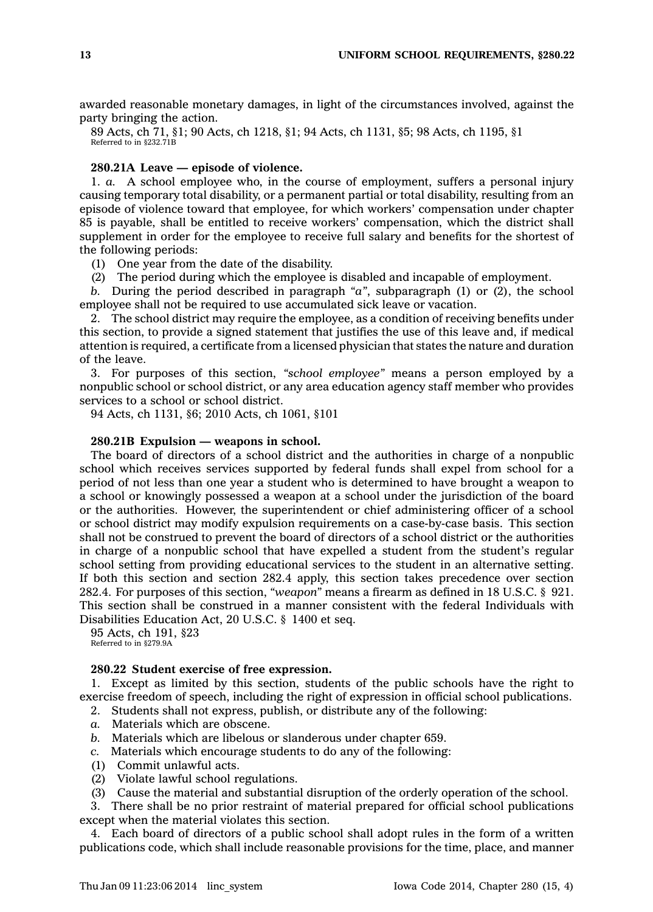awarded reasonable monetary damages, in light of the circumstances involved, against the party bringing the action.

89 Acts, ch 71, §1; 90 Acts, ch 1218, §1; 94 Acts, ch 1131, §5; 98 Acts, ch 1195, §1
Referred to in §232.71B

**280.21A Leave — episode of violence.**

1. *a.* A school employee who, in the course of employment, suffers a personal injury causing temporary total disability, or a permanent partial or total disability, resulting from an episode of violence toward that employee, for which workers' compensation under chapter 85 is payable, shall be entitled to receive workers' compensation, which the district shall supplement in order for the employee to receive full salary and benefits for the shortest of the following periods:

(1) One year from the date of the disability.

(2) The period during which the employee is disabled and incapable of employment.

*b.* During the period described in paragraph *"a"*, subparagraph (1) or (2), the school employee shall not be required to use accumulated sick leave or vacation.

2. The school district may require the employee, as a condition of receiving benefits under this section, to provide a signed statement that justifies the use of this leave and, if medical attention is required, a certificate from a licensed physician that states the nature and duration of the leave.

3. For purposes of this section, *"school employee"* means a person employed by a nonpublic school or school district, or any area education agency staff member who provides services to a school or school district.

94 Acts, ch 1131, §6; 2010 Acts, ch 1061, §101

**280.21B Expulsion — weapons in school.**

The board of directors of a school district and the authorities in charge of a nonpublic school which receives services supported by federal funds shall expel from school for a period of not less than one year a student who is determined to have brought a weapon to a school or knowingly possessed a weapon at a school under the jurisdiction of the board or the authorities. However, the superintendent or chief administering officer of a school or school district may modify expulsion requirements on a case-by-case basis. This section shall not be construed to prevent the board of directors of a school district or the authorities in charge of a nonpublic school that have expelled a student from the student's regular school setting from providing educational services to the student in an alternative setting. If both this section and section 282.4 apply, this section takes precedence over section 282.4. For purposes of this section, *"weapon"* means a firearm as defined in 18 U.S.C. § 921. This section shall be construed in a manner consistent with the federal Individuals with Disabilities Education Act, 20 U.S.C. § 1400 et seq.

95 Acts, ch 191, §23
Referred to in §279.9A

**280.22 Student exercise of free expression.**

1. Except as limited by this section, students of the public schools have the right to exercise freedom of speech, including the right of expression in official school publications.

2. Students shall not express, publish, or distribute any of the following:

*a.* Materials which are obscene.

*b.* Materials which are libelous or slanderous under chapter 659.

*c.* Materials which encourage students to do any of the following:

(1) Commit unlawful acts.

(2) Violate lawful school regulations.

(3) Cause the material and substantial disruption of the orderly operation of the school.

3. There shall be no prior restraint of material prepared for official school publications except when the material violates this section.

4. Each board of directors of a public school shall adopt rules in the form of a written publications code, which shall include reasonable provisions for the time, place, and manner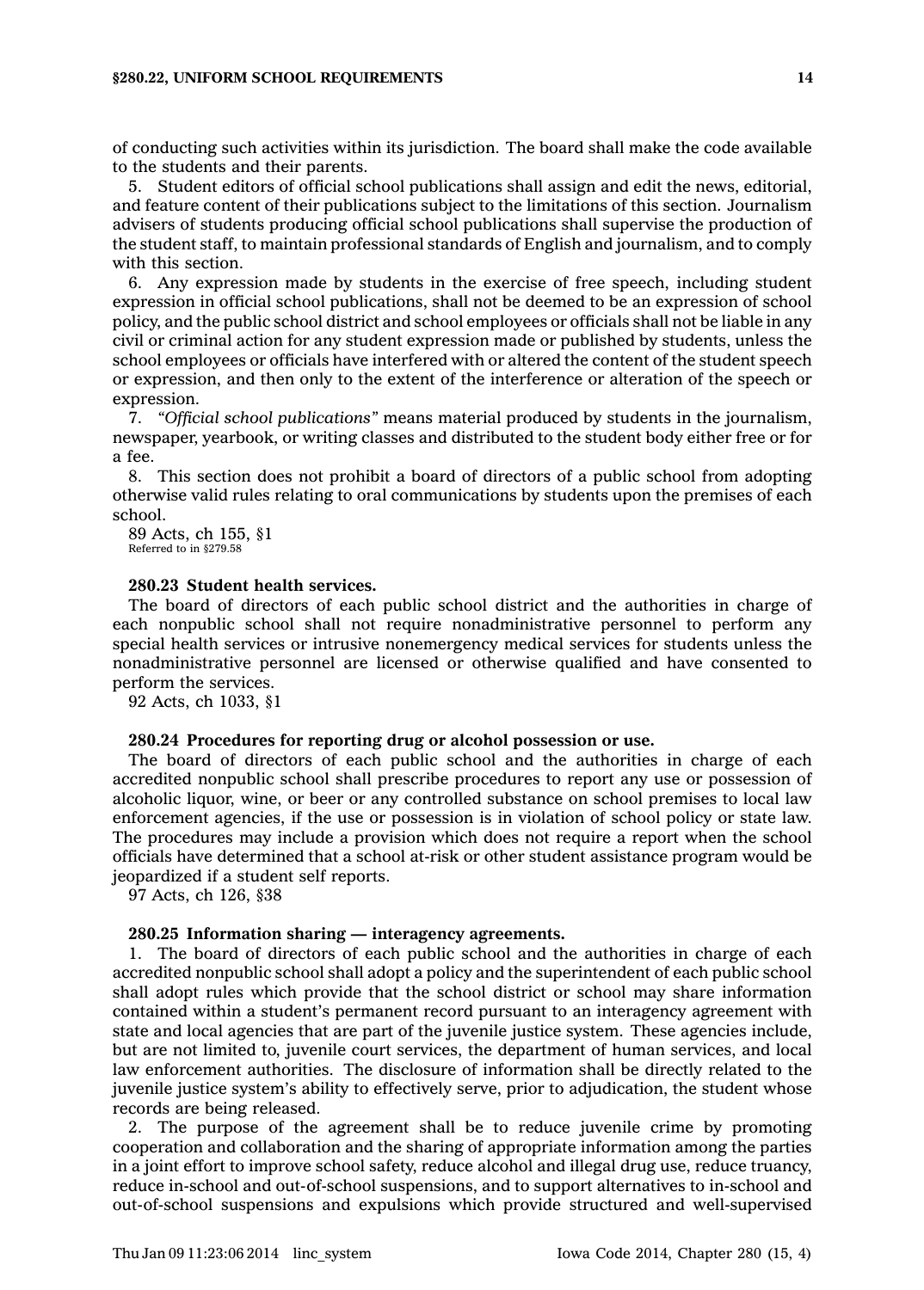of conducting such activities within its jurisdiction. The board shall make the code available to the students and their parents.

5. Student editors of official school publications shall assign and edit the news, editorial, and feature content of their publications subject to the limitations of this section. Journalism advisers of students producing official school publications shall supervise the production of the student staff, to maintain professional standards of English and journalism, and to comply with this section.

6. Any expression made by students in the exercise of free speech, including student expression in official school publications, shall not be deemed to be an expression of school policy, and the public school district and school employees or officials shall not be liable in any civil or criminal action for any student expression made or published by students, unless the school employees or officials have interfered with or altered the content of the student speech or expression, and then only to the extent of the interference or alteration of the speech or expression.

7. *"Official school publications"* means material produced by students in the journalism, newspaper, yearbook, or writing classes and distributed to the student body either free or for a fee.

8. This section does not prohibit a board of directors of a public school from adopting otherwise valid rules relating to oral communications by students upon the premises of each school.

89 Acts, ch 155, §1
Referred to in §279.58

**280.23 Student health services.**

The board of directors of each public school district and the authorities in charge of each nonpublic school shall not require nonadministrative personnel to perform any special health services or intrusive nonemergency medical services for students unless the nonadministrative personnel are licensed or otherwise qualified and have consented to perform the services.

92 Acts, ch 1033, §1

**280.24 Procedures for reporting drug or alcohol possession or use.**

The board of directors of each public school and the authorities in charge of each accredited nonpublic school shall prescribe procedures to report any use or possession of alcoholic liquor, wine, or beer or any controlled substance on school premises to local law enforcement agencies, if the use or possession is in violation of school policy or state law. The procedures may include a provision which does not require a report when the school officials have determined that a school at-risk or other student assistance program would be jeopardized if a student self reports.

97 Acts, ch 126, §38

**280.25 Information sharing — interagency agreements.**

1. The board of directors of each public school and the authorities in charge of each accredited nonpublic school shall adopt a policy and the superintendent of each public school shall adopt rules which provide that the school district or school may share information contained within a student's permanent record pursuant to an interagency agreement with state and local agencies that are part of the juvenile justice system. These agencies include, but are not limited to, juvenile court services, the department of human services, and local law enforcement authorities. The disclosure of information shall be directly related to the juvenile justice system's ability to effectively serve, prior to adjudication, the student whose records are being released.

2. The purpose of the agreement shall be to reduce juvenile crime by promoting cooperation and collaboration and the sharing of appropriate information among the parties in a joint effort to improve school safety, reduce alcohol and illegal drug use, reduce truancy, reduce in-school and out-of-school suspensions, and to support alternatives to in-school and out-of-school suspensions and expulsions which provide structured and well-supervised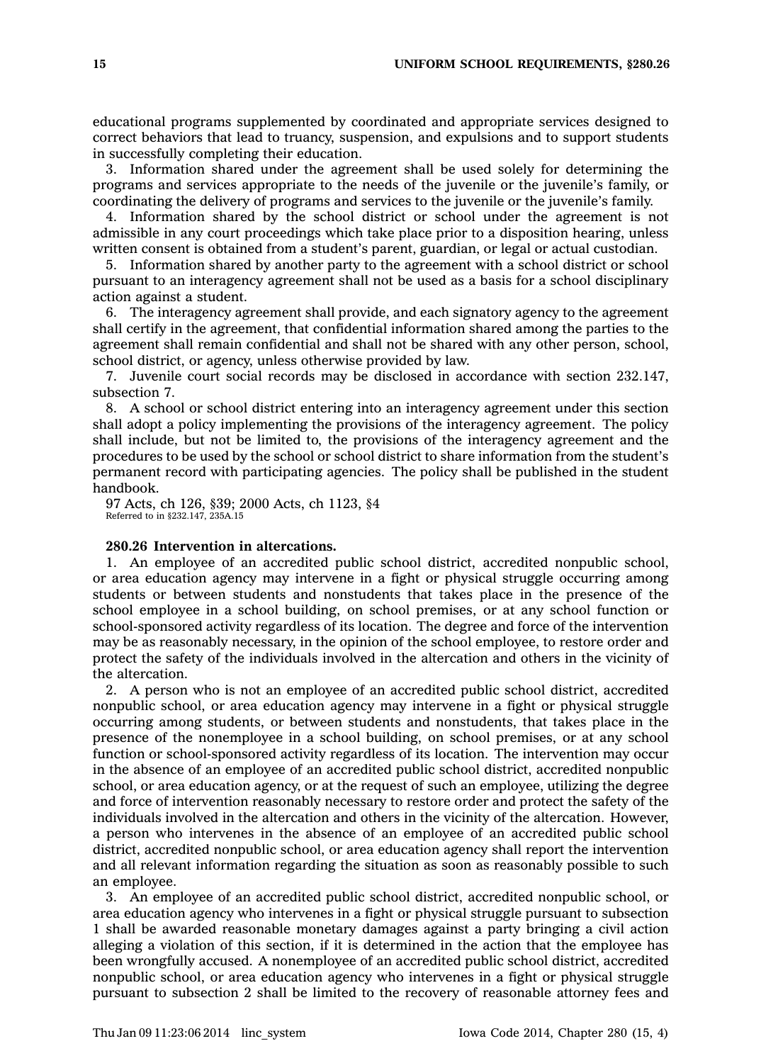educational programs supplemented by coordinated and appropriate services designed to correct behaviors that lead to truancy, suspension, and expulsions and to support students in successfully completing their education.

3. Information shared under the agreement shall be used solely for determining the programs and services appropriate to the needs of the juvenile or the juvenile's family, or coordinating the delivery of programs and services to the juvenile or the juvenile's family.

4. Information shared by the school district or school under the agreement is not admissible in any court proceedings which take place prior to a disposition hearing, unless written consent is obtained from a student's parent, guardian, or legal or actual custodian.

5. Information shared by another party to the agreement with a school district or school pursuant to an interagency agreement shall not be used as a basis for a school disciplinary action against a student.

6. The interagency agreement shall provide, and each signatory agency to the agreement shall certify in the agreement, that confidential information shared among the parties to the agreement shall remain confidential and shall not be shared with any other person, school, school district, or agency, unless otherwise provided by law.

7. Juvenile court social records may be disclosed in accordance with section 232.147, subsection 7.

8. A school or school district entering into an interagency agreement under this section shall adopt a policy implementing the provisions of the interagency agreement. The policy shall include, but not be limited to, the provisions of the interagency agreement and the procedures to be used by the school or school district to share information from the student's permanent record with participating agencies. The policy shall be published in the student handbook.

97 Acts, ch 126, §39; 2000 Acts, ch 1123, §4
Referred to in §232.147, 235A.15

**280.26 Intervention in altercations.**

1. An employee of an accredited public school district, accredited nonpublic school, or area education agency may intervene in a fight or physical struggle occurring among students or between students and nonstudents that takes place in the presence of the school employee in a school building, on school premises, or at any school function or school-sponsored activity regardless of its location. The degree and force of the intervention may be as reasonably necessary, in the opinion of the school employee, to restore order and protect the safety of the individuals involved in the altercation and others in the vicinity of the altercation.

2. A person who is not an employee of an accredited public school district, accredited nonpublic school, or area education agency may intervene in a fight or physical struggle occurring among students, or between students and nonstudents, that takes place in the presence of the nonemployee in a school building, on school premises, or at any school function or school-sponsored activity regardless of its location. The intervention may occur in the absence of an employee of an accredited public school district, accredited nonpublic school, or area education agency, or at the request of such an employee, utilizing the degree and force of intervention reasonably necessary to restore order and protect the safety of the individuals involved in the altercation and others in the vicinity of the altercation. However, a person who intervenes in the absence of an employee of an accredited public school district, accredited nonpublic school, or area education agency shall report the intervention and all relevant information regarding the situation as soon as reasonably possible to such an employee.

3. An employee of an accredited public school district, accredited nonpublic school, or area education agency who intervenes in a fight or physical struggle pursuant to subsection 1 shall be awarded reasonable monetary damages against a party bringing a civil action alleging a violation of this section, if it is determined in the action that the employee has been wrongfully accused. A nonemployee of an accredited public school district, accredited nonpublic school, or area education agency who intervenes in a fight or physical struggle pursuant to subsection 2 shall be limited to the recovery of reasonable attorney fees and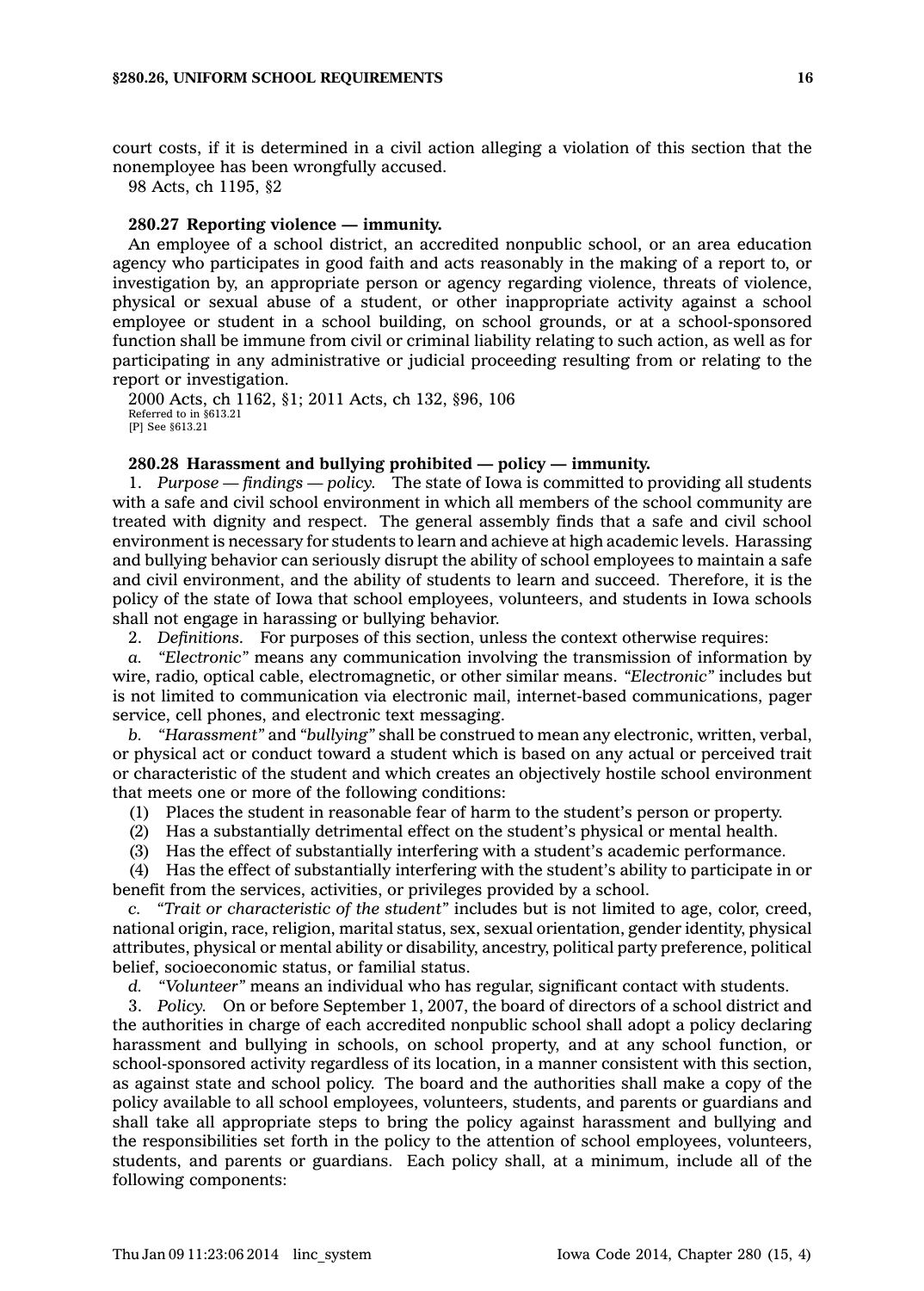court costs, if it is determined in a civil action alleging a violation of this section that the nonemployee has been wrongfully accused.

98 Acts, ch 1195, §2

**280.27 Reporting violence — immunity.**

An employee of a school district, an accredited nonpublic school, or an area education agency who participates in good faith and acts reasonably in the making of a report to, or investigation by, an appropriate person or agency regarding violence, threats of violence, physical or sexual abuse of a student, or other inappropriate activity against a school employee or student in a school building, on school grounds, or at a school-sponsored function shall be immune from civil or criminal liability relating to such action, as well as for participating in any administrative or judicial proceeding resulting from or relating to the report or investigation.

2000 Acts, ch 1162, §1; 2011 Acts, ch 132, §96, 106
Referred to in §613.21
[P] See §613.21

**280.28 Harassment and bullying prohibited — policy — immunity.**

1. *Purpose — findings — policy.* The state of Iowa is committed to providing all students with a safe and civil school environment in which all members of the school community are treated with dignity and respect. The general assembly finds that a safe and civil school environment is necessary for students to learn and achieve at high academic levels. Harassing and bullying behavior can seriously disrupt the ability of school employees to maintain a safe and civil environment, and the ability of students to learn and succeed. Therefore, it is the policy of the state of Iowa that school employees, volunteers, and students in Iowa schools shall not engage in harassing or bullying behavior.

2. *Definitions.* For purposes of this section, unless the context otherwise requires:

*a. "Electronic"* means any communication involving the transmission of information by wire, radio, optical cable, electromagnetic, or other similar means. *"Electronic"* includes but is not limited to communication via electronic mail, internet-based communications, pager service, cell phones, and electronic text messaging.

*b. "Harassment"* and *"bullying"* shall be construed to mean any electronic, written, verbal, or physical act or conduct toward a student which is based on any actual or perceived trait or characteristic of the student and which creates an objectively hostile school environment that meets one or more of the following conditions:

(1) Places the student in reasonable fear of harm to the student's person or property.

(2) Has a substantially detrimental effect on the student's physical or mental health.

(3) Has the effect of substantially interfering with a student's academic performance.

(4) Has the effect of substantially interfering with the student's ability to participate in or benefit from the services, activities, or privileges provided by a school.

*c. "Trait or characteristic of the student"* includes but is not limited to age, color, creed, national origin, race, religion, marital status, sex, sexual orientation, gender identity, physical attributes, physical or mental ability or disability, ancestry, political party preference, political belief, socioeconomic status, or familial status.

*d. "Volunteer"* means an individual who has regular, significant contact with students.

3. *Policy.* On or before September 1, 2007, the board of directors of a school district and the authorities in charge of each accredited nonpublic school shall adopt a policy declaring harassment and bullying in schools, on school property, and at any school function, or school-sponsored activity regardless of its location, in a manner consistent with this section, as against state and school policy. The board and the authorities shall make a copy of the policy available to all school employees, volunteers, students, and parents or guardians and shall take all appropriate steps to bring the policy against harassment and bullying and the responsibilities set forth in the policy to the attention of school employees, volunteers, students, and parents or guardians. Each policy shall, at a minimum, include all of the following components: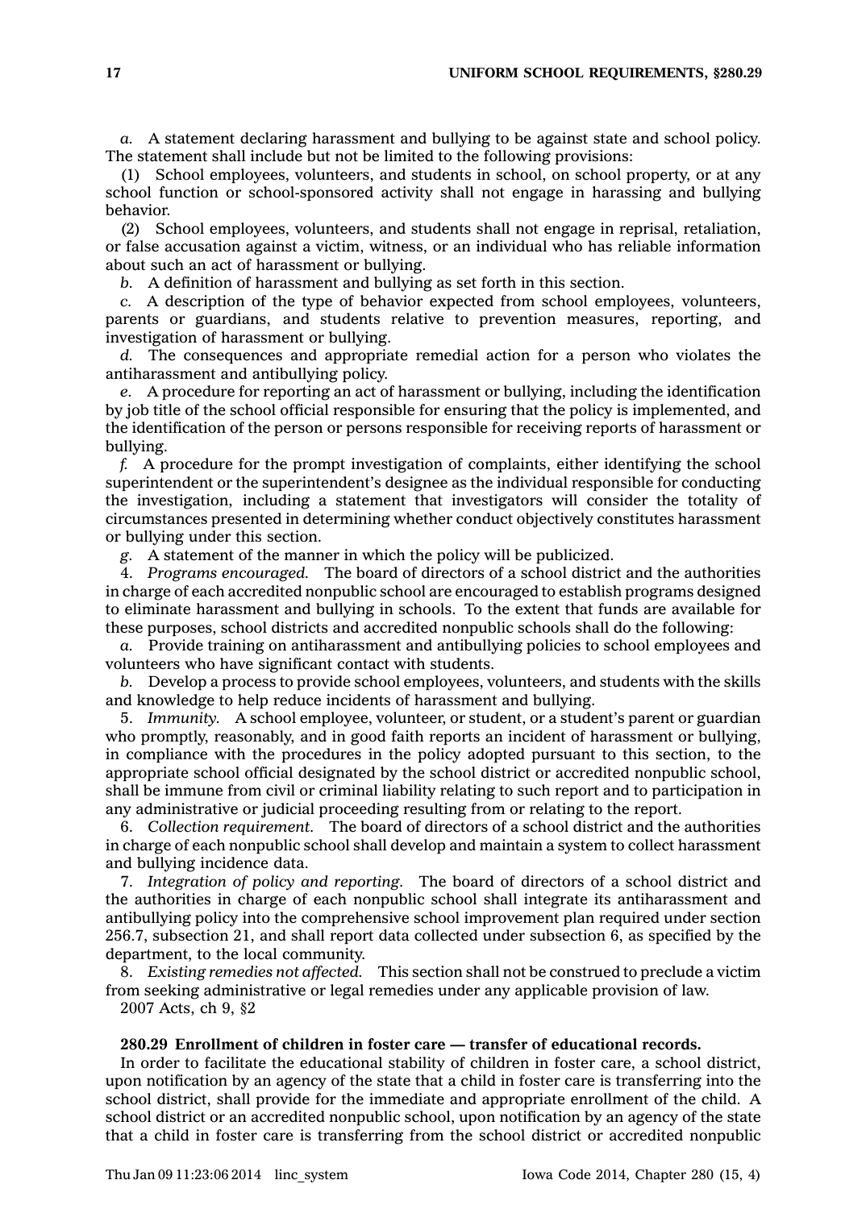*a.* A statement declaring harassment and bullying to be against state and school policy. The statement shall include but not be limited to the following provisions:

(1) School employees, volunteers, and students in school, on school property, or at any school function or school-sponsored activity shall not engage in harassing and bullying behavior.

(2) School employees, volunteers, and students shall not engage in reprisal, retaliation, or false accusation against a victim, witness, or an individual who has reliable information about such an act of harassment or bullying.

*b.* A definition of harassment and bullying as set forth in this section.

*c.* A description of the type of behavior expected from school employees, volunteers, parents or guardians, and students relative to prevention measures, reporting, and investigation of harassment or bullying.

*d.* The consequences and appropriate remedial action for a person who violates the antiharassment and antibullying policy.

*e.* A procedure for reporting an act of harassment or bullying, including the identification by job title of the school official responsible for ensuring that the policy is implemented, and the identification of the person or persons responsible for receiving reports of harassment or bullying.

*f.* A procedure for the prompt investigation of complaints, either identifying the school superintendent or the superintendent's designee as the individual responsible for conducting the investigation, including a statement that investigators will consider the totality of circumstances presented in determining whether conduct objectively constitutes harassment or bullying under this section.

*g.* A statement of the manner in which the policy will be publicized.

4. *Programs encouraged.* The board of directors of a school district and the authorities in charge of each accredited nonpublic school are encouraged to establish programs designed to eliminate harassment and bullying in schools. To the extent that funds are available for these purposes, school districts and accredited nonpublic schools shall do the following:

*a.* Provide training on antiharassment and antibullying policies to school employees and volunteers who have significant contact with students.

*b.* Develop a process to provide school employees, volunteers, and students with the skills and knowledge to help reduce incidents of harassment and bullying.

5. *Immunity.* A school employee, volunteer, or student, or a student's parent or guardian who promptly, reasonably, and in good faith reports an incident of harassment or bullying, in compliance with the procedures in the policy adopted pursuant to this section, to the appropriate school official designated by the school district or accredited nonpublic school, shall be immune from civil or criminal liability relating to such report and to participation in any administrative or judicial proceeding resulting from or relating to the report.

6. *Collection requirement.* The board of directors of a school district and the authorities in charge of each nonpublic school shall develop and maintain a system to collect harassment and bullying incidence data.

7. *Integration of policy and reporting.* The board of directors of a school district and the authorities in charge of each nonpublic school shall integrate its antiharassment and antibullying policy into the comprehensive school improvement plan required under section 256.7, subsection 21, and shall report data collected under subsection 6, as specified by the department, to the local community.

8. *Existing remedies not affected.* This section shall not be construed to preclude a victim from seeking administrative or legal remedies under any applicable provision of law.

2007 Acts, ch 9, §2

**280.29 Enrollment of children in foster care — transfer of educational records.**

In order to facilitate the educational stability of children in foster care, a school district, upon notification by an agency of the state that a child in foster care is transferring into the school district, shall provide for the immediate and appropriate enrollment of the child. A school district or an accredited nonpublic school, upon notification by an agency of the state that a child in foster care is transferring from the school district or accredited nonpublic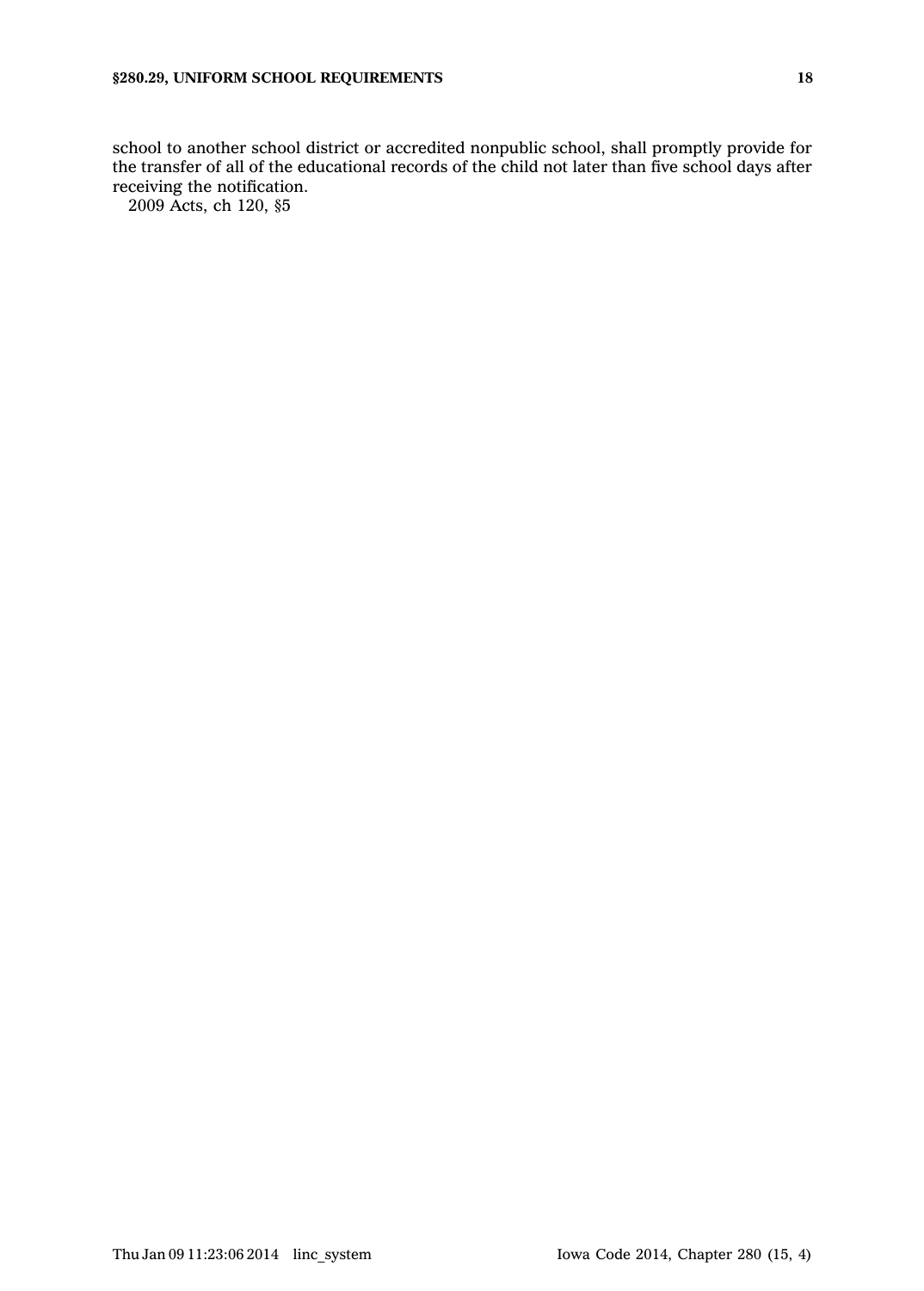school to another school district or accredited nonpublic school, shall promptly provide for the transfer of all of the educational records of the child not later than five school days after receiving the notification.

2009 Acts, ch 120, §5